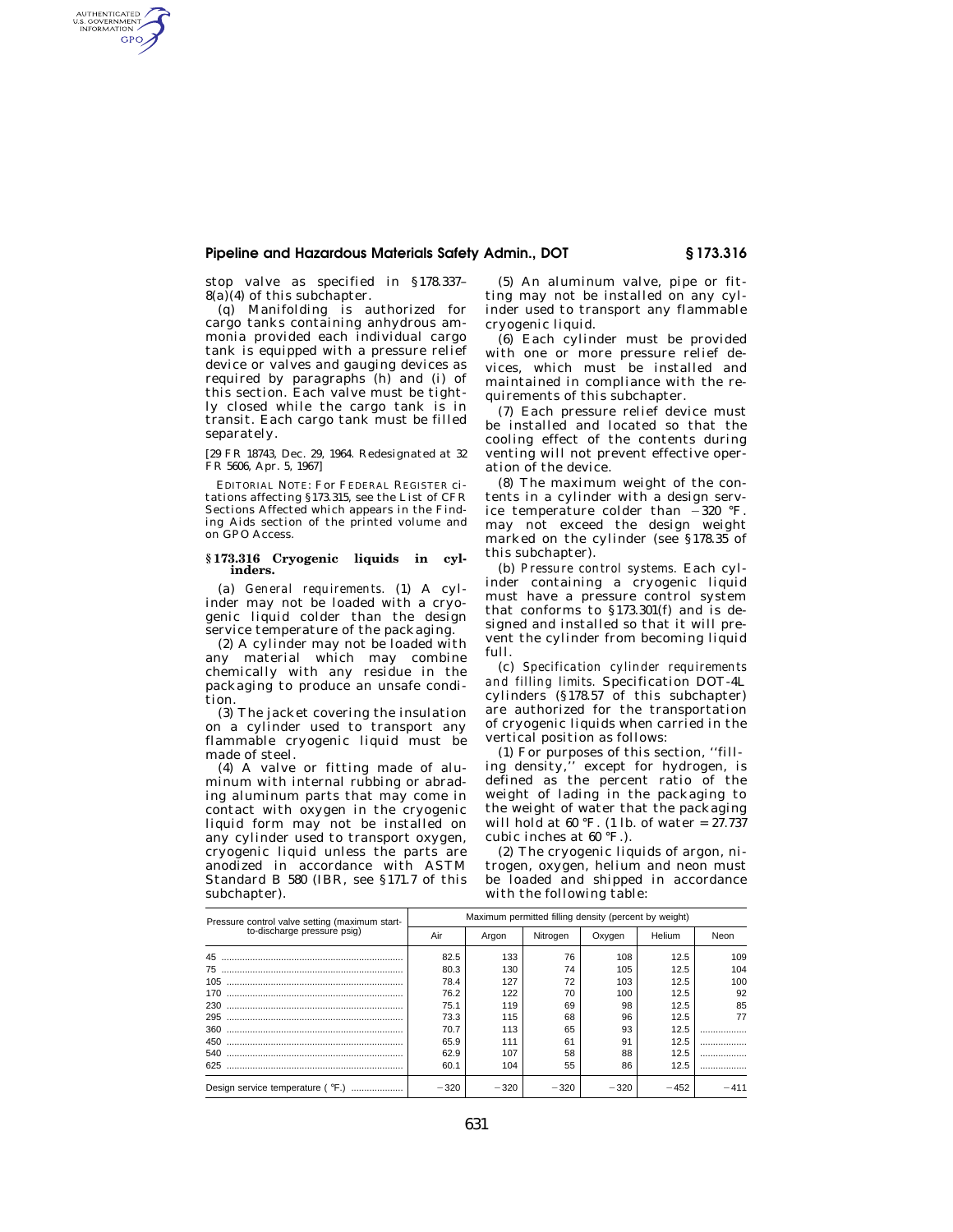stop valve as specified in §178.337–8(a)(4) of this subchapter.

(q) Manifolding is authorized for cargo tanks containing anhydrous ammonia provided each individual cargo tank is equipped with a pressure relief device or valves and gauging devices as required by paragraphs (h) and (i) of this section. Each valve must be tightly closed while the cargo tank is in transit. Each cargo tank must be filled separately.

[29 FR 18743, Dec. 29, 1964. Redesignated at 32 FR 5606, Apr. 5, 1967]

EDITORIAL NOTE: For FEDERAL REGISTER citations affecting §173.315, see the List of CFR Sections Affected which appears in the Finding Aids section of the printed volume and on GPO Access.

## §173.316 Cryogenic liquids in cylinders.

(a) *General requirements.* (1) A cylinder may not be loaded with a cryogenic liquid colder than the design service temperature of the packaging.

(2) A cylinder may not be loaded with any material which may combine chemically with any residue in the packaging to produce an unsafe condition.

(3) The jacket covering the insulation on a cylinder used to transport any flammable cryogenic liquid must be made of steel.

(4) A valve or fitting made of aluminum with internal rubbing or abrading aluminum parts that may come in contact with oxygen in the cryogenic liquid form may not be installed on any cylinder used to transport oxygen, cryogenic liquid unless the parts are anodized in accordance with ASTM Standard B 580 (IBR, see §171.7 of this subchapter).

(5) An aluminum valve, pipe or fitting may not be installed on any cylinder used to transport any flammable cryogenic liquid.

(6) Each cylinder must be provided with one or more pressure relief devices, which must be installed and maintained in compliance with the requirements of this subchapter.

(7) Each pressure relief device must be installed and located so that the cooling effect of the contents during venting will not prevent effective operation of the device.

(8) The maximum weight of the contents in a cylinder with a design service temperature colder than −320 °F. may not exceed the design weight marked on the cylinder (see §178.35 of this subchapter).

(b) *Pressure control systems.* Each cylinder containing a cryogenic liquid must have a pressure control system that conforms to §173.301(f) and is designed and installed so that it will prevent the cylinder from becoming liquid full.

(c) *Specification cylinder requirements and filling limits.* Specification DOT-4L cylinders (§178.57 of this subchapter) are authorized for the transportation of cryogenic liquids when carried in the vertical position as follows:

(1) For purposes of this section, ''filling density,'' except for hydrogen, is defined as the percent ratio of the weight of lading in the packaging to the weight of water that the packaging will hold at 60 °F. (1 lb. of water = 27.737 cubic inches at 60 °F.).

(2) The cryogenic liquids of argon, nitrogen, oxygen, helium and neon must be loaded and shipped in accordance with the following table:

| Pressure control valve setting (maximum start-to-discharge pressure psig) | Maximum permitted filling density (percent by weight) | | | | | |
|---|---|---|---|---|---|---|
| | Air | Argon | Nitrogen | Oxygen | Helium | Neon |
| 45 | 82.5 | 133 | 76 | 108 | 12.5 | 109 |
| 75 | 80.3 | 130 | 74 | 105 | 12.5 | 104 |
| 105 | 78.4 | 127 | 72 | 103 | 12.5 | 100 |
| 170 | 76.2 | 122 | 70 | 100 | 12.5 | 92 |
| 230 | 75.1 | 119 | 69 | 98 | 12.5 | 85 |
| 295 | 73.3 | 115 | 68 | 96 | 12.5 | 77 |
| 360 | 70.7 | 113 | 65 | 93 | 12.5 | .................. |
| 450 | 65.9 | 111 | 61 | 91 | 12.5 | .................. |
| 540 | 62.9 | 107 | 58 | 88 | 12.5 | .................. |
| 625 | 60.1 | 104 | 55 | 86 | 12.5 | .................. |
| Design service temperature (°F.) | −320 | −320 | −320 | −320 | −452 | −411 |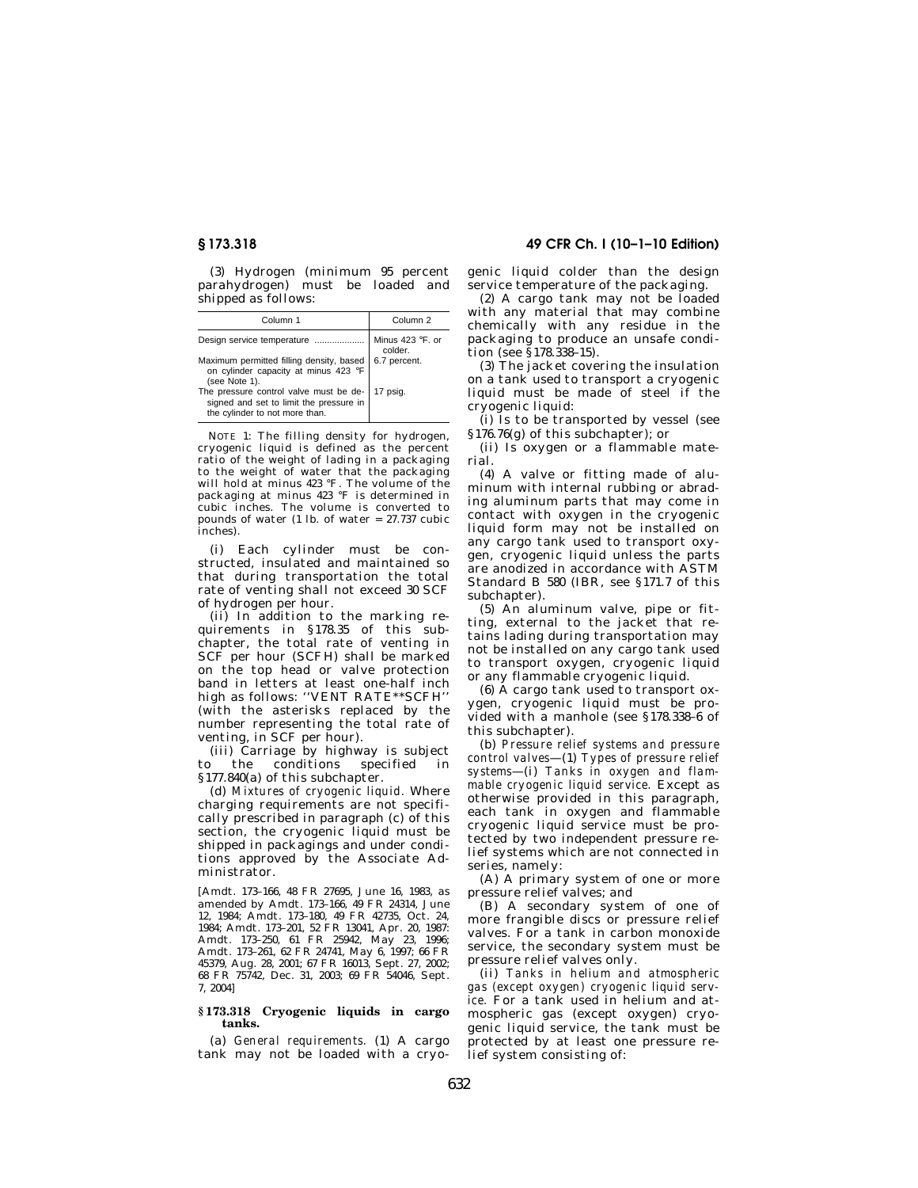(3) Hydrogen (minimum 95 percent parahydrogen) must be loaded and shipped as follows:

| Column 1 | Column 2 |
|---|---|
| Design service temperature .................... | Minus 423 °F. or colder. |
| Maximum permitted filling density, based on cylinder capacity at minus 423 °F (see Note 1). | 6.7 percent. |
| The pressure control valve must be designed and set to limit the pressure in the cylinder to not more than. | 17 psig. |

NOTE 1: The filling density for hydrogen, cryogenic liquid is defined as the percent ratio of the weight of lading in a packaging to the weight of water that the packaging will hold at minus 423 °F. The volume of the packaging at minus 423 °F is determined in cubic inches. The volume is converted to pounds of water (1 lb. of water = 27.737 cubic inches).

(i) Each cylinder must be constructed, insulated and maintained so that during transportation the total rate of venting shall not exceed 30 SCF of hydrogen per hour.

(ii) In addition to the marking requirements in §178.35 of this subchapter, the total rate of venting in SCF per hour (SCFH) shall be marked on the top head or valve protection band in letters at least one-half inch high as follows: ''VENT RATE**SCFH'' (with the asterisks replaced by the number representing the total rate of venting, in SCF per hour).

(iii) Carriage by highway is subject to the conditions specified in §177.840(a) of this subchapter.

(d) *Mixtures of cryogenic liquid.* Where charging requirements are not specifically prescribed in paragraph (c) of this section, the cryogenic liquid must be shipped in packagings and under conditions approved by the Associate Administrator.

[Amdt. 173–166, 48 FR 27695, June 16, 1983, as amended by Amdt. 173–166, 49 FR 24314, June 12, 1984; Amdt. 173–180, 49 FR 42735, Oct. 24, 1984; Amdt. 173–201, 52 FR 13041, Apr. 20, 1987: Amdt. 173–250, 61 FR 25942, May 23, 1996; Amdt. 173–261, 62 FR 24741, May 6, 1997; 66 FR 45379, Aug. 28, 2001; 67 FR 16013, Sept. 27, 2002; 68 FR 75742, Dec. 31, 2003; 69 FR 54046, Sept. 7, 2004]

## §173.318 Cryogenic liquids in cargo tanks.

(a) *General requirements.* (1) A cargo tank may not be loaded with a cryogenic liquid colder than the design service temperature of the packaging.

(2) A cargo tank may not be loaded with any material that may combine chemically with any residue in the packaging to produce an unsafe condition (see §178.338–15).

(3) The jacket covering the insulation on a tank used to transport a cryogenic liquid must be made of steel if the cryogenic liquid:

(i) Is to be transported by vessel (see §176.76(g) of this subchapter); or

(ii) Is oxygen or a flammable material.

(4) A valve or fitting made of aluminum with internal rubbing or abrading aluminum parts that may come in contact with oxygen in the cryogenic liquid form may not be installed on any cargo tank used to transport oxygen, cryogenic liquid unless the parts are anodized in accordance with ASTM Standard B 580 (IBR, see §171.7 of this subchapter).

(5) An aluminum valve, pipe or fitting, external to the jacket that retains lading during transportation may not be installed on any cargo tank used to transport oxygen, cryogenic liquid or any flammable cryogenic liquid.

(6) A cargo tank used to transport oxygen, cryogenic liquid must be provided with a manhole (see §178.338–6 of this subchapter).

(b) *Pressure relief systems and pressure control valves*—(1) *Types of pressure relief systems*—(i) *Tanks in oxygen and flammable cryogenic liquid service.* Except as otherwise provided in this paragraph, each tank in oxygen and flammable cryogenic liquid service must be protected by two independent pressure relief systems which are not connected in series, namely:

(A) A primary system of one or more pressure relief valves; and

(B) A secondary system of one of more frangible discs or pressure relief valves. For a tank in carbon monoxide service, the secondary system must be pressure relief valves only.

(ii) *Tanks in helium and atmospheric gas (except oxygen) cryogenic liquid service.* For a tank used in helium and atmospheric gas (except oxygen) cryogenic liquid service, the tank must be protected by at least one pressure relief system consisting of: